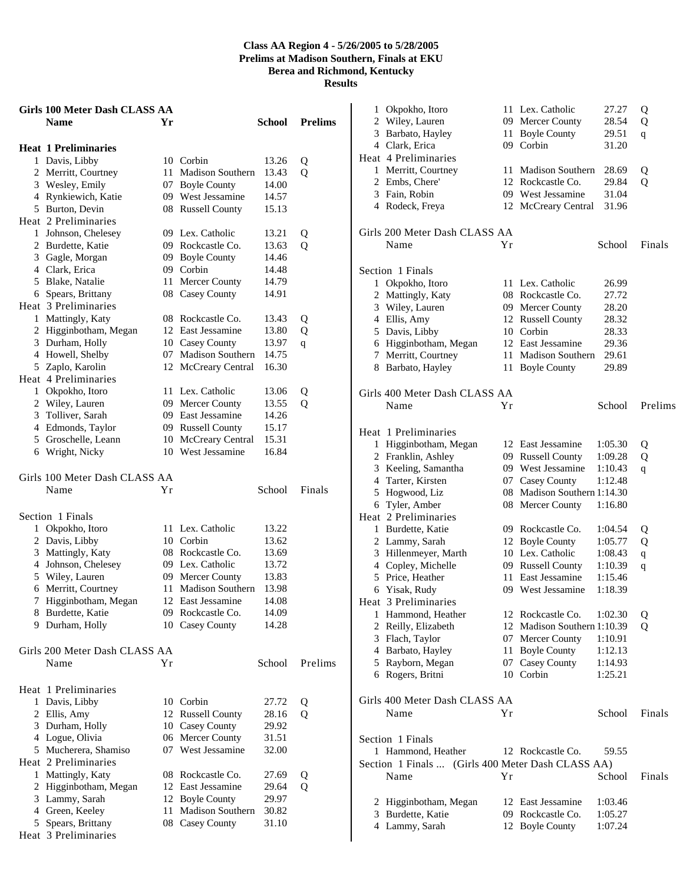# Class AA Region 4 - 5/26/2005 to 5/28/2005
## Prelims at Madison Southern, Finals at EKU
## Berea and Richmond, Kentucky
## Results

### Girls 100 Meter Dash CLASS AA

| | Name | Yr | School | Prelims | |
|---|---|---|---|---|---|
| **Heat 1 Preliminaries** | | | | | |
| 1 | Davis, Libby | 10 | Corbin | 13.26 | Q |
| 2 | Merritt, Courtney | 11 | Madison Southern | 13.43 | Q |
| 3 | Wesley, Emily | 07 | Boyle County | 14.00 | |
| 4 | Rynkiewich, Katie | 09 | West Jessamine | 14.57 | |
| 5 | Burton, Devin | 08 | Russell County | 15.13 | |
| **Heat 2 Preliminaries** | | | | | |
| 1 | Johnson, Chelesey | 09 | Lex. Catholic | 13.21 | Q |
| 2 | Burdette, Katie | 09 | Rockcastle Co. | 13.63 | Q |
| 3 | Gagle, Morgan | 09 | Boyle County | 14.46 | |
| 4 | Clark, Erica | 09 | Corbin | 14.48 | |
| 5 | Blake, Natalie | 11 | Mercer County | 14.79 | |
| 6 | Spears, Brittany | 08 | Casey County | 14.91 | |
| **Heat 3 Preliminaries** | | | | | |
| 1 | Mattingly, Katy | 08 | Rockcastle Co. | 13.43 | Q |
| 2 | Higginbotham, Megan | 12 | East Jessamine | 13.80 | Q |
| 3 | Durham, Holly | 10 | Casey County | 13.97 | q |
| 4 | Howell, Shelby | 07 | Madison Southern | 14.75 | |
| 5 | Zaplo, Karolin | 12 | McCreary Central | 16.30 | |
| **Heat 4 Preliminaries** | | | | | |
| 1 | Okpokho, Itoro | 11 | Lex. Catholic | 13.06 | Q |
| 2 | Wiley, Lauren | 09 | Mercer County | 13.55 | Q |
| 3 | Tolliver, Sarah | 09 | East Jessamine | 14.26 | |
| 4 | Edmonds, Taylor | 09 | Russell County | 15.17 | |
| 5 | Groschelle, Leann | 10 | McCreary Central | 15.31 | |
| 6 | Wright, Nicky | 10 | West Jessamine | 16.84 | |

### Girls 100 Meter Dash CLASS AA

| | Name | Yr | School | Finals |
|---|---|---|---|---|
| **Section 1 Finals** | | | | |
| 1 | Okpokho, Itoro | 11 | Lex. Catholic | 13.22 |
| 2 | Davis, Libby | 10 | Corbin | 13.62 |
| 3 | Mattingly, Katy | 08 | Rockcastle Co. | 13.69 |
| 4 | Johnson, Chelesey | 09 | Lex. Catholic | 13.72 |
| 5 | Wiley, Lauren | 09 | Mercer County | 13.83 |
| 6 | Merritt, Courtney | 11 | Madison Southern | 13.98 |
| 7 | Higginbotham, Megan | 12 | East Jessamine | 14.08 |
| 8 | Burdette, Katie | 09 | Rockcastle Co. | 14.09 |
| 9 | Durham, Holly | 10 | Casey County | 14.28 |

### Girls 200 Meter Dash CLASS AA

| | Name | Yr | School | Prelims | |
|---|---|---|---|---|---|
| **Heat 1 Preliminaries** | | | | | |
| 1 | Davis, Libby | 10 | Corbin | 27.72 | Q |
| 2 | Ellis, Amy | 12 | Russell County | 28.16 | Q |
| 3 | Durham, Holly | 10 | Casey County | 29.92 | |
| 4 | Logue, Olivia | 06 | Mercer County | 31.51 | |
| 5 | Mucherera, Shamiso | 07 | West Jessamine | 32.00 | |
| **Heat 2 Preliminaries** | | | | | |
| 1 | Mattingly, Katy | 08 | Rockcastle Co. | 27.69 | Q |
| 2 | Higginbotham, Megan | 12 | East Jessamine | 29.64 | Q |
| 3 | Lammy, Sarah | 12 | Boyle County | 29.97 | |
| 4 | Green, Keeley | 11 | Madison Southern | 30.82 | |
| 5 | Spears, Brittany | 08 | Casey County | 31.10 | |
| **Heat 3 Preliminaries** | | | | | |
| 1 | Okpokho, Itoro | 11 | Lex. Catholic | 27.27 | Q |
| 2 | Wiley, Lauren | 09 | Mercer County | 28.54 | Q |
| 3 | Barbato, Hayley | 11 | Boyle County | 29.51 | q |
| 4 | Clark, Erica | 09 | Corbin | 31.20 | |
| **Heat 4 Preliminaries** | | | | | |
| 1 | Merritt, Courtney | 11 | Madison Southern | 28.69 | Q |
| 2 | Embs, Chere' | 12 | Rockcastle Co. | 29.84 | Q |
| 3 | Fain, Robin | 09 | West Jessamine | 31.04 | |
| 4 | Rodeck, Freya | 12 | McCreary Central | 31.96 | |

### Girls 200 Meter Dash CLASS AA

| | Name | Yr | School | Finals |
|---|---|---|---|---|
| **Section 1 Finals** | | | | |
| 1 | Okpokho, Itoro | 11 | Lex. Catholic | 26.99 |
| 2 | Mattingly, Katy | 08 | Rockcastle Co. | 27.72 |
| 3 | Wiley, Lauren | 09 | Mercer County | 28.20 |
| 4 | Ellis, Amy | 12 | Russell County | 28.32 |
| 5 | Davis, Libby | 10 | Corbin | 28.33 |
| 6 | Higginbotham, Megan | 12 | East Jessamine | 29.36 |
| 7 | Merritt, Courtney | 11 | Madison Southern | 29.61 |
| 8 | Barbato, Hayley | 11 | Boyle County | 29.89 |

### Girls 400 Meter Dash CLASS AA

| | Name | Yr | School | Prelims | |
|---|---|---|---|---|---|
| **Heat 1 Preliminaries** | | | | | |
| 1 | Higginbotham, Megan | 12 | East Jessamine | 1:05.30 | Q |
| 2 | Franklin, Ashley | 09 | Russell County | 1:09.28 | Q |
| 3 | Keeling, Samantha | 09 | West Jessamine | 1:10.43 | q |
| 4 | Tarter, Kirsten | 07 | Casey County | 1:12.48 | |
| 5 | Hogwood, Liz | 08 | Madison Southern | 1:14.30 | |
| 6 | Tyler, Amber | 08 | Mercer County | 1:16.80 | |
| **Heat 2 Preliminaries** | | | | | |
| 1 | Burdette, Katie | 09 | Rockcastle Co. | 1:04.54 | Q |
| 2 | Lammy, Sarah | 12 | Boyle County | 1:05.77 | Q |
| 3 | Hillenmeyer, Marth | 10 | Lex. Catholic | 1:08.43 | q |
| 4 | Copley, Michelle | 09 | Russell County | 1:10.39 | q |
| 5 | Price, Heather | 11 | East Jessamine | 1:15.46 | |
| 6 | Yisak, Rudy | 09 | West Jessamine | 1:18.39 | |
| **Heat 3 Preliminaries** | | | | | |
| 1 | Hammond, Heather | 12 | Rockcastle Co. | 1:02.30 | Q |
| 2 | Reilly, Elizabeth | 12 | Madison Southern | 1:10.39 | Q |
| 3 | Flach, Taylor | 07 | Mercer County | 1:10.91 | |
| 4 | Barbato, Hayley | 11 | Boyle County | 1:12.13 | |
| 5 | Rayborn, Megan | 07 | Casey County | 1:14.93 | |
| 6 | Rogers, Britni | 10 | Corbin | 1:25.21 | |

### Girls 400 Meter Dash CLASS AA

| | Name | Yr | School | Finals |
|---|---|---|---|---|
| **Section 1 Finals** | | | | |
| 1 | Hammond, Heather | 12 | Rockcastle Co. | 59.55 |

Section 1 Finals ... (Girls 400 Meter Dash CLASS AA)

| | Name | Yr | School | Finals |
|---|---|---|---|---|
| 2 | Higginbotham, Megan | 12 | East Jessamine | 1:03.46 |
| 3 | Burdette, Katie | 09 | Rockcastle Co. | 1:05.27 |
| 4 | Lammy, Sarah | 12 | Boyle County | 1:07.24 |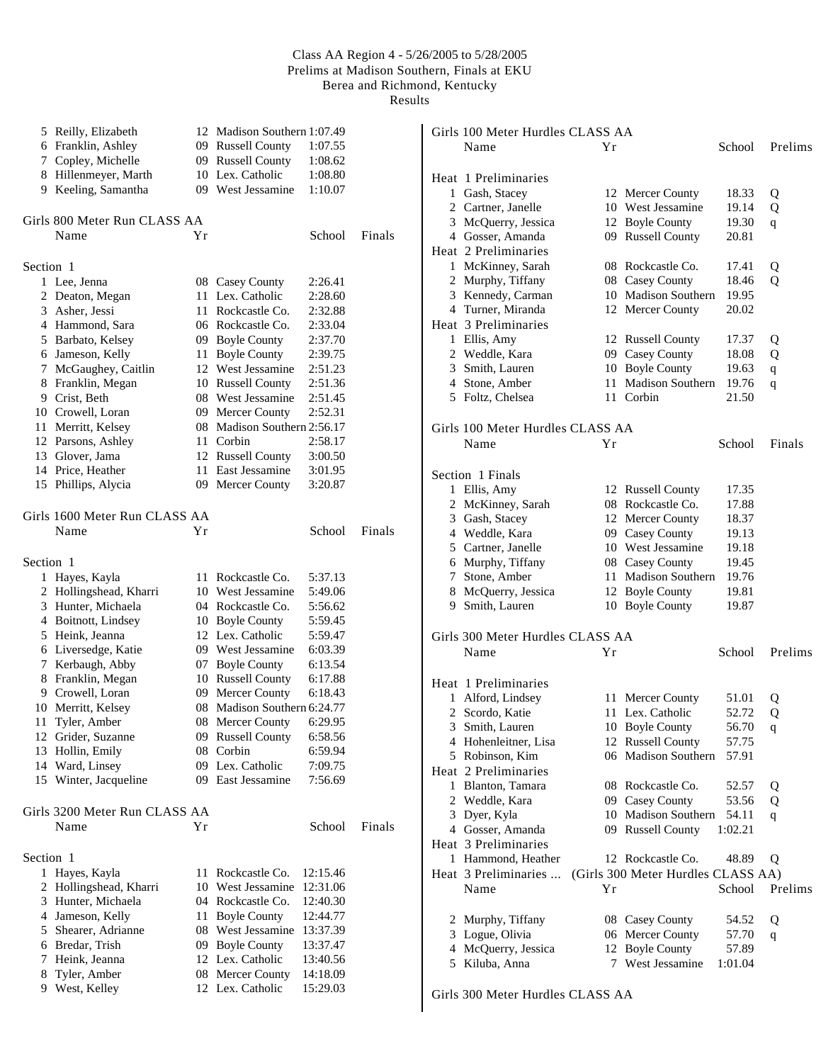Class AA Region 4 - 5/26/2005 to 5/28/2005
Prelims at Madison Southern, Finals at EKU
Berea and Richmond, Kentucky
Results

| | Name | Yr | School | Finals |
|---|---|---|---|---|
| 5 | Reilly, Elizabeth | 12 | Madison Southern | 1:07.49 |
| 6 | Franklin, Ashley | 09 | Russell County | 1:07.55 |
| 7 | Copley, Michelle | 09 | Russell County | 1:08.62 |
| 8 | Hillenmeyer, Marth | 10 | Lex. Catholic | 1:08.80 |
| 9 | Keeling, Samantha | 09 | West Jessamine | 1:10.07 |

## Girls 800 Meter Run CLASS AA

Section 1

| | Name | Yr | School | Finals |
|---|---|---|---|---|
| 1 | Lee, Jenna | 08 | Casey County | 2:26.41 |
| 2 | Deaton, Megan | 11 | Lex. Catholic | 2:28.60 |
| 3 | Asher, Jessi | 11 | Rockcastle Co. | 2:32.88 |
| 4 | Hammond, Sara | 06 | Rockcastle Co. | 2:33.04 |
| 5 | Barbato, Kelsey | 09 | Boyle County | 2:37.70 |
| 6 | Jameson, Kelly | 11 | Boyle County | 2:39.75 |
| 7 | McGaughey, Caitlin | 12 | West Jessamine | 2:51.23 |
| 8 | Franklin, Megan | 10 | Russell County | 2:51.36 |
| 9 | Crist, Beth | 08 | West Jessamine | 2:51.45 |
| 10 | Crowell, Loran | 09 | Mercer County | 2:52.31 |
| 11 | Merritt, Kelsey | 08 | Madison Southern | 2:56.17 |
| 12 | Parsons, Ashley | 11 | Corbin | 2:58.17 |
| 13 | Glover, Jama | 12 | Russell County | 3:00.50 |
| 14 | Price, Heather | 11 | East Jessamine | 3:01.95 |
| 15 | Phillips, Alycia | 09 | Mercer County | 3:20.87 |

## Girls 1600 Meter Run CLASS AA

Section 1

| | Name | Yr | School | Finals |
|---|---|---|---|---|
| 1 | Hayes, Kayla | 11 | Rockcastle Co. | 5:37.13 |
| 2 | Hollingshead, Kharri | 10 | West Jessamine | 5:49.06 |
| 3 | Hunter, Michaela | 04 | Rockcastle Co. | 5:56.62 |
| 4 | Boitnott, Lindsey | 10 | Boyle County | 5:59.45 |
| 5 | Heink, Jeanna | 12 | Lex. Catholic | 5:59.47 |
| 6 | Liversedge, Katie | 09 | West Jessamine | 6:03.39 |
| 7 | Kerbaugh, Abby | 07 | Boyle County | 6:13.54 |
| 8 | Franklin, Megan | 10 | Russell County | 6:17.88 |
| 9 | Crowell, Loran | 09 | Mercer County | 6:18.43 |
| 10 | Merritt, Kelsey | 08 | Madison Southern | 6:24.77 |
| 11 | Tyler, Amber | 08 | Mercer County | 6:29.95 |
| 12 | Grider, Suzanne | 09 | Russell County | 6:58.56 |
| 13 | Hollin, Emily | 08 | Corbin | 6:59.94 |
| 14 | Ward, Linsey | 09 | Lex. Catholic | 7:09.75 |
| 15 | Winter, Jacqueline | 09 | East Jessamine | 7:56.69 |

## Girls 3200 Meter Run CLASS AA

Section 1

| | Name | Yr | School | Finals |
|---|---|---|---|---|
| 1 | Hayes, Kayla | 11 | Rockcastle Co. | 12:15.46 |
| 2 | Hollingshead, Kharri | 10 | West Jessamine | 12:31.06 |
| 3 | Hunter, Michaela | 04 | Rockcastle Co. | 12:40.30 |
| 4 | Jameson, Kelly | 11 | Boyle County | 12:44.77 |
| 5 | Shearer, Adrianne | 08 | West Jessamine | 13:37.39 |
| 6 | Bredar, Trish | 09 | Boyle County | 13:37.47 |
| 7 | Heink, Jeanna | 12 | Lex. Catholic | 13:40.56 |
| 8 | Tyler, Amber | 08 | Mercer County | 14:18.09 |
| 9 | West, Kelley | 12 | Lex. Catholic | 15:29.03 |

## Girls 100 Meter Hurdles CLASS AA

| | Name | Yr | School | Prelims | |
|---|---|---|---|---|---|
| **Heat 1 Preliminaries** | | | | | |
| 1 | Gash, Stacey | 12 | Mercer County | 18.33 | Q |
| 2 | Cartner, Janelle | 10 | West Jessamine | 19.14 | Q |
| 3 | McQuerry, Jessica | 12 | Boyle County | 19.30 | q |
| 4 | Gosser, Amanda | 09 | Russell County | 20.81 | |
| **Heat 2 Preliminaries** | | | | | |
| 1 | McKinney, Sarah | 08 | Rockcastle Co. | 17.41 | Q |
| 2 | Murphy, Tiffany | 08 | Casey County | 18.46 | Q |
| 3 | Kennedy, Carman | 10 | Madison Southern | 19.95 | |
| 4 | Turner, Miranda | 12 | Mercer County | 20.02 | |
| **Heat 3 Preliminaries** | | | | | |
| 1 | Ellis, Amy | 12 | Russell County | 17.37 | Q |
| 2 | Weddle, Kara | 09 | Casey County | 18.08 | Q |
| 3 | Smith, Lauren | 10 | Boyle County | 19.63 | q |
| 4 | Stone, Amber | 11 | Madison Southern | 19.76 | q |
| 5 | Foltz, Chelsea | 11 | Corbin | 21.50 | |

## Girls 100 Meter Hurdles CLASS AA

Section 1 Finals

| | Name | Yr | School | Finals |
|---|---|---|---|---|
| 1 | Ellis, Amy | 12 | Russell County | 17.35 |
| 2 | McKinney, Sarah | 08 | Rockcastle Co. | 17.88 |
| 3 | Gash, Stacey | 12 | Mercer County | 18.37 |
| 4 | Weddle, Kara | 09 | Casey County | 19.13 |
| 5 | Cartner, Janelle | 10 | West Jessamine | 19.18 |
| 6 | Murphy, Tiffany | 08 | Casey County | 19.45 |
| 7 | Stone, Amber | 11 | Madison Southern | 19.76 |
| 8 | McQuerry, Jessica | 12 | Boyle County | 19.81 |
| 9 | Smith, Lauren | 10 | Boyle County | 19.87 |

## Girls 300 Meter Hurdles CLASS AA

| | Name | Yr | School | Prelims | |
|---|---|---|---|---|---|
| **Heat 1 Preliminaries** | | | | | |
| 1 | Alford, Lindsey | 11 | Mercer County | 51.01 | Q |
| 2 | Scordo, Katie | 11 | Lex. Catholic | 52.72 | Q |
| 3 | Smith, Lauren | 10 | Boyle County | 56.70 | q |
| 4 | Hohenleitner, Lisa | 12 | Russell County | 57.75 | |
| 5 | Robinson, Kim | 06 | Madison Southern | 57.91 | |
| **Heat 2 Preliminaries** | | | | | |
| 1 | Blanton, Tamara | 08 | Rockcastle Co. | 52.57 | Q |
| 2 | Weddle, Kara | 09 | Casey County | 53.56 | Q |
| 3 | Dyer, Kyla | 10 | Madison Southern | 54.11 | q |
| 4 | Gosser, Amanda | 09 | Russell County | 1:02.21 | |
| **Heat 3 Preliminaries** | | | | | |
| 1 | Hammond, Heather | 12 | Rockcastle Co. | 48.89 | Q |

Heat 3 Preliminaries ... (Girls 300 Meter Hurdles CLASS AA)

| | Name | Yr | School | Prelims | |
|---|---|---|---|---|---|
| 2 | Murphy, Tiffany | 08 | Casey County | 54.52 | Q |
| 3 | Logue, Olivia | 06 | Mercer County | 57.70 | q |
| 4 | McQuerry, Jessica | 12 | Boyle County | 57.89 | |
| 5 | Kiluba, Anna | 7 | West Jessamine | 1:01.04 | |

## Girls 300 Meter Hurdles CLASS AA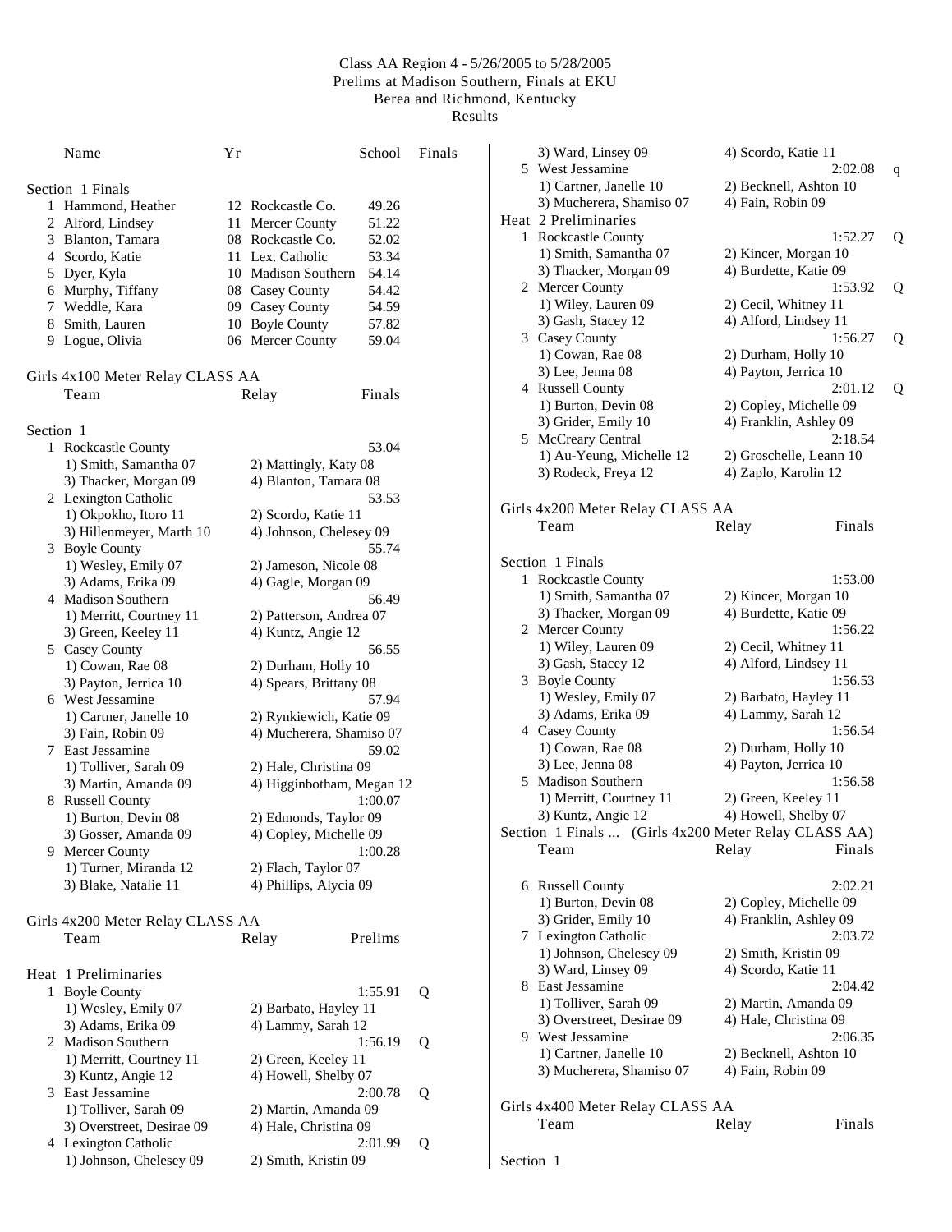Class AA Region 4 - 5/26/2005 to 5/28/2005
Prelims at Madison Southern, Finals at EKU
Berea and Richmond, Kentucky
Results

| | Name | Yr | School | Finals |
|---|---|---|---|---|

**Section 1 Finals**

| | Name | Yr | School | Finals |
|---|---|---|---|---|
| 1 | Hammond, Heather | 12 | Rockcastle Co. | 49.26 |
| 2 | Alford, Lindsey | 11 | Mercer County | 51.22 |
| 3 | Blanton, Tamara | 08 | Rockcastle Co. | 52.02 |
| 4 | Scordo, Katie | 11 | Lex. Catholic | 53.34 |
| 5 | Dyer, Kyla | 10 | Madison Southern | 54.14 |
| 6 | Murphy, Tiffany | 08 | Casey County | 54.42 |
| 7 | Weddle, Kara | 09 | Casey County | 54.59 |
| 8 | Smith, Lauren | 10 | Boyle County | 57.82 |
| 9 | Logue, Olivia | 06 | Mercer County | 59.04 |

## Girls 4x100 Meter Relay CLASS AA

Team | Relay | Finals

**Section 1**

1. Rockcastle County — 53.04
   1) Smith, Samantha 07  2) Mattingly, Katy 08
   3) Thacker, Morgan 09  4) Blanton, Tamara 08
2. Lexington Catholic — 53.53
   1) Okpokho, Itoro 11  2) Scordo, Katie 11
   3) Hillenmeyer, Marth 10  4) Johnson, Chelesey 09
3. Boyle County — 55.74
   1) Wesley, Emily 07  2) Jameson, Nicole 08
   3) Adams, Erika 09  4) Gagle, Morgan 09
4. Madison Southern — 56.49
   1) Merritt, Courtney 11  2) Patterson, Andrea 07
   3) Green, Keeley 11  4) Kuntz, Angie 12
5. Casey County — 56.55
   1) Cowan, Rae 08  2) Durham, Holly 10
   3) Payton, Jerrica 10  4) Spears, Brittany 08
6. West Jessamine — 57.94
   1) Cartner, Janelle 10  2) Rynkiewich, Katie 09
   3) Fain, Robin 09  4) Mucherera, Shamiso 07
7. East Jessamine — 59.02
   1) Tolliver, Sarah 09  2) Hale, Christina 09
   3) Martin, Amanda 09  4) Higginbotham, Megan 12
8. Russell County — 1:00.07
   1) Burton, Devin 08  2) Edmonds, Taylor 09
   3) Gosser, Amanda 09  4) Copley, Michelle 09
9. Mercer County — 1:00.28
   1) Turner, Miranda 12  2) Flach, Taylor 07
   3) Blake, Natalie 11  4) Phillips, Alycia 09

## Girls 4x200 Meter Relay CLASS AA

Team | Relay | Prelims

**Heat 1 Preliminaries**

1. Boyle County — 1:55.91 Q
   1) Wesley, Emily 07  2) Barbato, Hayley 11
   3) Adams, Erika 09  4) Lammy, Sarah 12
2. Madison Southern — 1:56.19 Q
   1) Merritt, Courtney 11  2) Green, Keeley 11
   3) Kuntz, Angie 12  4) Howell, Shelby 07
3. East Jessamine — 2:00.78 Q
   1) Tolliver, Sarah 09  2) Martin, Amanda 09
   3) Overstreet, Desirae 09  4) Hale, Christina 09
4. Lexington Catholic — 2:01.99 Q
   1) Johnson, Chelesey 09  2) Smith, Kristin 09
   3) Ward, Linsey 09  4) Scordo, Katie 11
5. West Jessamine — 2:02.08 q
   1) Cartner, Janelle 10  2) Becknell, Ashton 10
   3) Mucherera, Shamiso 07  4) Fain, Robin 09

**Heat 2 Preliminaries**

1. Rockcastle County — 1:52.27 Q
   1) Smith, Samantha 07  2) Kincer, Morgan 10
   3) Thacker, Morgan 09  4) Burdette, Katie 09
2. Mercer County — 1:53.92 Q
   1) Wiley, Lauren 09  2) Cecil, Whitney 11
   3) Gash, Stacey 12  4) Alford, Lindsey 11
3. Casey County — 1:56.27 Q
   1) Cowan, Rae 08  2) Durham, Holly 10
   3) Lee, Jenna 08  4) Payton, Jerrica 10
4. Russell County — 2:01.12 Q
   1) Burton, Devin 08  2) Copley, Michelle 09
   3) Grider, Emily 10  4) Franklin, Ashley 09
5. McCreary Central — 2:18.54
   1) Au-Yeung, Michelle 12  2) Groschelle, Leann 10
   3) Rodeck, Freya 12  4) Zaplo, Karolin 12

## Girls 4x200 Meter Relay CLASS AA

Team | Relay | Finals

**Section 1 Finals**

1. Rockcastle County — 1:53.00
   1) Smith, Samantha 07  2) Kincer, Morgan 10
   3) Thacker, Morgan 09  4) Burdette, Katie 09
2. Mercer County — 1:56.22
   1) Wiley, Lauren 09  2) Cecil, Whitney 11
   3) Gash, Stacey 12  4) Alford, Lindsey 11
3. Boyle County — 1:56.53
   1) Wesley, Emily 07  2) Barbato, Hayley 11
   3) Adams, Erika 09  4) Lammy, Sarah 12
4. Casey County — 1:56.54
   1) Cowan, Rae 08  2) Durham, Holly 10
   3) Lee, Jenna 08  4) Payton, Jerrica 10
5. Madison Southern — 1:56.58
   1) Merritt, Courtney 11  2) Green, Keeley 11
   3) Kuntz, Angie 12  4) Howell, Shelby 07

**Section 1 Finals ... (Girls 4x200 Meter Relay CLASS AA)**

Team | Relay | Finals

6. Russell County — 2:02.21
   1) Burton, Devin 08  2) Copley, Michelle 09
   3) Grider, Emily 10  4) Franklin, Ashley 09
7. Lexington Catholic — 2:03.72
   1) Johnson, Chelesey 09  2) Smith, Kristin 09
   3) Ward, Linsey 09  4) Scordo, Katie 11
8. East Jessamine — 2:04.42
   1) Tolliver, Sarah 09  2) Martin, Amanda 09
   3) Overstreet, Desirae 09  4) Hale, Christina 09
9. West Jessamine — 2:06.35
   1) Cartner, Janelle 10  2) Becknell, Ashton 10
   3) Mucherera, Shamiso 07  4) Fain, Robin 09

## Girls 4x400 Meter Relay CLASS AA

Team | Relay | Finals

**Section 1**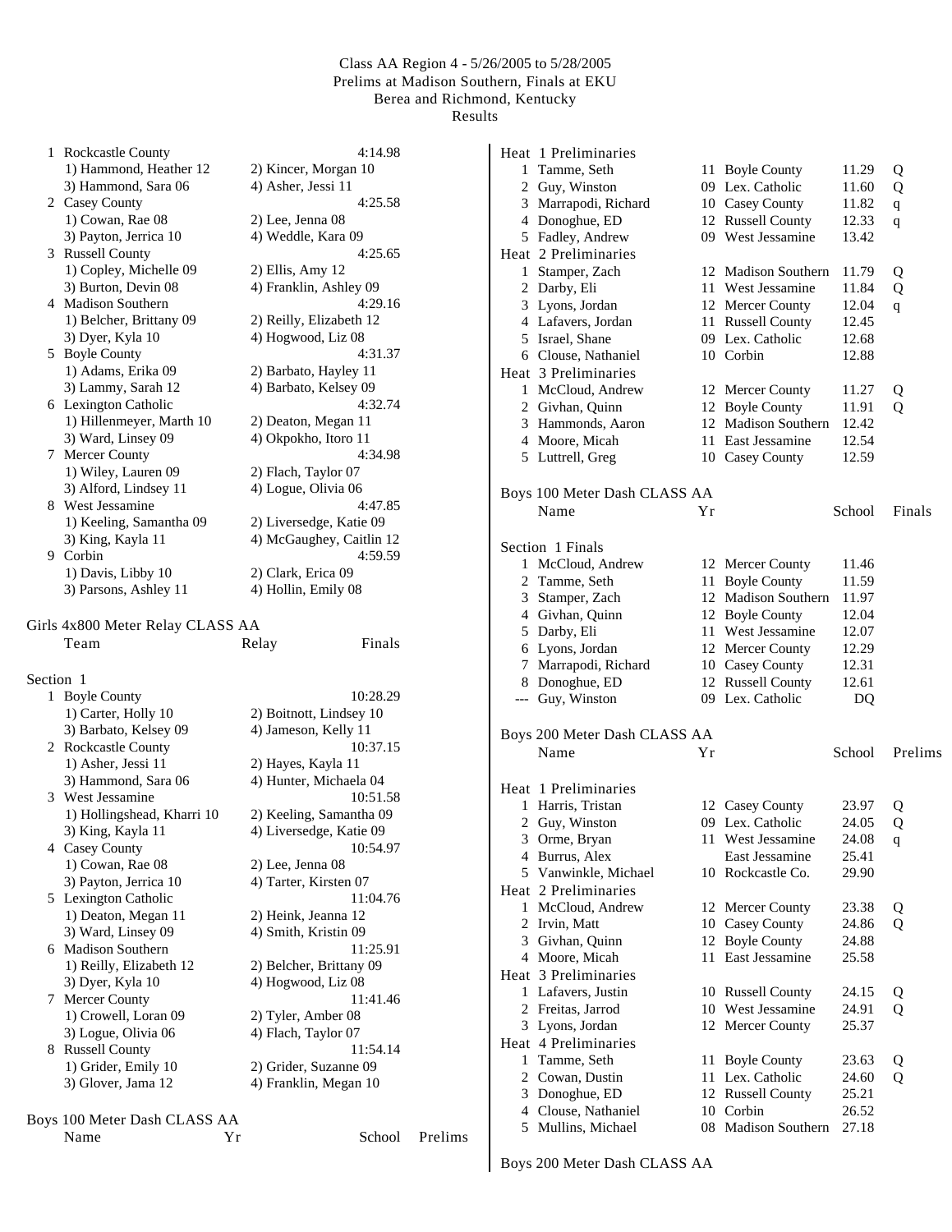Class AA Region 4 - 5/26/2005 to 5/28/2005
Prelims at Madison Southern, Finals at EKU
Berea and Richmond, Kentucky
Results

| | Team | | Finals |
|---|---|---|---|
| 1 | Rockcastle County | | 4:14.98 |
| | 1) Hammond, Heather 12 | 2) Kincer, Morgan 10 | |
| | 3) Hammond, Sara 06 | 4) Asher, Jessi 11 | |
| 2 | Casey County | | 4:25.58 |
| | 1) Cowan, Rae 08 | 2) Lee, Jenna 08 | |
| | 3) Payton, Jerrica 10 | 4) Weddle, Kara 09 | |
| 3 | Russell County | | 4:25.65 |
| | 1) Copley, Michelle 09 | 2) Ellis, Amy 12 | |
| | 3) Burton, Devin 08 | 4) Franklin, Ashley 09 | |
| 4 | Madison Southern | | 4:29.16 |
| | 1) Belcher, Brittany 09 | 2) Reilly, Elizabeth 12 | |
| | 3) Dyer, Kyla 10 | 4) Hogwood, Liz 08 | |
| 5 | Boyle County | | 4:31.37 |
| | 1) Adams, Erika 09 | 2) Barbato, Hayley 11 | |
| | 3) Lammy, Sarah 12 | 4) Barbato, Kelsey 09 | |
| 6 | Lexington Catholic | | 4:32.74 |
| | 1) Hillenmeyer, Marth 10 | 2) Deaton, Megan 11 | |
| | 3) Ward, Linsey 09 | 4) Okpokho, Itoro 11 | |
| 7 | Mercer County | | 4:34.98 |
| | 1) Wiley, Lauren 09 | 2) Flach, Taylor 07 | |
| | 3) Alford, Lindsey 11 | 4) Logue, Olivia 06 | |
| 8 | West Jessamine | | 4:47.85 |
| | 1) Keeling, Samantha 09 | 2) Liversedge, Katie 09 | |
| | 3) King, Kayla 11 | 4) McGaughey, Caitlin 12 | |
| 9 | Corbin | | 4:59.59 |
| | 1) Davis, Libby 10 | 2) Clark, Erica 09 | |
| | 3) Parsons, Ashley 11 | 4) Hollin, Emily 08 | |

## Girls 4x800 Meter Relay CLASS AA

Section 1

| | Team | Relay | Finals |
|---|---|---|---|
| 1 | Boyle County | | 10:28.29 |
| | 1) Carter, Holly 10 | 2) Boitnott, Lindsey 10 | |
| | 3) Barbato, Kelsey 09 | 4) Jameson, Kelly 11 | |
| 2 | Rockcastle County | | 10:37.15 |
| | 1) Asher, Jessi 11 | 2) Hayes, Kayla 11 | |
| | 3) Hammond, Sara 06 | 4) Hunter, Michaela 04 | |
| 3 | West Jessamine | | 10:51.58 |
| | 1) Hollingshead, Kharri 10 | 2) Keeling, Samantha 09 | |
| | 3) King, Kayla 11 | 4) Liversedge, Katie 09 | |
| 4 | Casey County | | 10:54.97 |
| | 1) Cowan, Rae 08 | 2) Lee, Jenna 08 | |
| | 3) Payton, Jerrica 10 | 4) Tarter, Kirsten 07 | |
| 5 | Lexington Catholic | | 11:04.76 |
| | 1) Deaton, Megan 11 | 2) Heink, Jeanna 12 | |
| | 3) Ward, Linsey 09 | 4) Smith, Kristin 09 | |
| 6 | Madison Southern | | 11:25.91 |
| | 1) Reilly, Elizabeth 12 | 2) Belcher, Brittany 09 | |
| | 3) Dyer, Kyla 10 | 4) Hogwood, Liz 08 | |
| 7 | Mercer County | | 11:41.46 |
| | 1) Crowell, Loran 09 | 2) Tyler, Amber 08 | |
| | 3) Logue, Olivia 06 | 4) Flach, Taylor 07 | |
| 8 | Russell County | | 11:54.14 |
| | 1) Grider, Emily 10 | 2) Grider, Suzanne 09 | |
| | 3) Glover, Jama 12 | 4) Franklin, Megan 10 | |

## Boys 100 Meter Dash CLASS AA

| | Name | Yr | School | Prelims | |
|---|---|---|---|---|---|
| **Heat 1 Preliminaries** | | | | | |
| 1 | Tamme, Seth | 11 | Boyle County | 11.29 | Q |
| 2 | Guy, Winston | 09 | Lex. Catholic | 11.60 | Q |
| 3 | Marrapodi, Richard | 10 | Casey County | 11.82 | q |
| 4 | Donoghue, ED | 12 | Russell County | 12.33 | q |
| 5 | Fadley, Andrew | 09 | West Jessamine | 13.42 | |
| **Heat 2 Preliminaries** | | | | | |
| 1 | Stamper, Zach | 12 | Madison Southern | 11.79 | Q |
| 2 | Darby, Eli | 11 | West Jessamine | 11.84 | Q |
| 3 | Lyons, Jordan | 12 | Mercer County | 12.04 | q |
| 4 | Lafavers, Jordan | 11 | Russell County | 12.45 | |
| 5 | Israel, Shane | 09 | Lex. Catholic | 12.68 | |
| 6 | Clouse, Nathaniel | 10 | Corbin | 12.88 | |
| **Heat 3 Preliminaries** | | | | | |
| 1 | McCloud, Andrew | 12 | Mercer County | 11.27 | Q |
| 2 | Givhan, Quinn | 12 | Boyle County | 11.91 | Q |
| 3 | Hammonds, Aaron | 12 | Madison Southern | 12.42 | |
| 4 | Moore, Micah | 11 | East Jessamine | 12.54 | |
| 5 | Luttrell, Greg | 10 | Casey County | 12.59 | |

## Boys 100 Meter Dash CLASS AA

Section 1 Finals

| | Name | Yr | School | Finals |
|---|---|---|---|---|
| 1 | McCloud, Andrew | 12 | Mercer County | 11.46 |
| 2 | Tamme, Seth | 11 | Boyle County | 11.59 |
| 3 | Stamper, Zach | 12 | Madison Southern | 11.97 |
| 4 | Givhan, Quinn | 12 | Boyle County | 12.04 |
| 5 | Darby, Eli | 11 | West Jessamine | 12.07 |
| 6 | Lyons, Jordan | 12 | Mercer County | 12.29 |
| 7 | Marrapodi, Richard | 10 | Casey County | 12.31 |
| 8 | Donoghue, ED | 12 | Russell County | 12.61 |
| --- | Guy, Winston | 09 | Lex. Catholic | DQ |

## Boys 200 Meter Dash CLASS AA

| | Name | Yr | School | Prelims | |
|---|---|---|---|---|---|
| **Heat 1 Preliminaries** | | | | | |
| 1 | Harris, Tristan | 12 | Casey County | 23.97 | Q |
| 2 | Guy, Winston | 09 | Lex. Catholic | 24.05 | Q |
| 3 | Orme, Bryan | 11 | West Jessamine | 24.08 | q |
| 4 | Burrus, Alex | | East Jessamine | 25.41 | |
| 5 | Vanwinkle, Michael | 10 | Rockcastle Co. | 29.90 | |
| **Heat 2 Preliminaries** | | | | | |
| 1 | McCloud, Andrew | 12 | Mercer County | 23.38 | Q |
| 2 | Irvin, Matt | 10 | Casey County | 24.86 | Q |
| 3 | Givhan, Quinn | 12 | Boyle County | 24.88 | |
| 4 | Moore, Micah | 11 | East Jessamine | 25.58 | |
| **Heat 3 Preliminaries** | | | | | |
| 1 | Lafavers, Justin | 10 | Russell County | 24.15 | Q |
| 2 | Freitas, Jarrod | 10 | West Jessamine | 24.91 | Q |
| 3 | Lyons, Jordan | 12 | Mercer County | 25.37 | |
| **Heat 4 Preliminaries** | | | | | |
| 1 | Tamme, Seth | 11 | Boyle County | 23.63 | Q |
| 2 | Cowan, Dustin | 11 | Lex. Catholic | 24.60 | Q |
| 3 | Donoghue, ED | 12 | Russell County | 25.21 | |
| 4 | Clouse, Nathaniel | 10 | Corbin | 26.52 | |
| 5 | Mullins, Michael | 08 | Madison Southern | 27.18 | |

## Boys 200 Meter Dash CLASS AA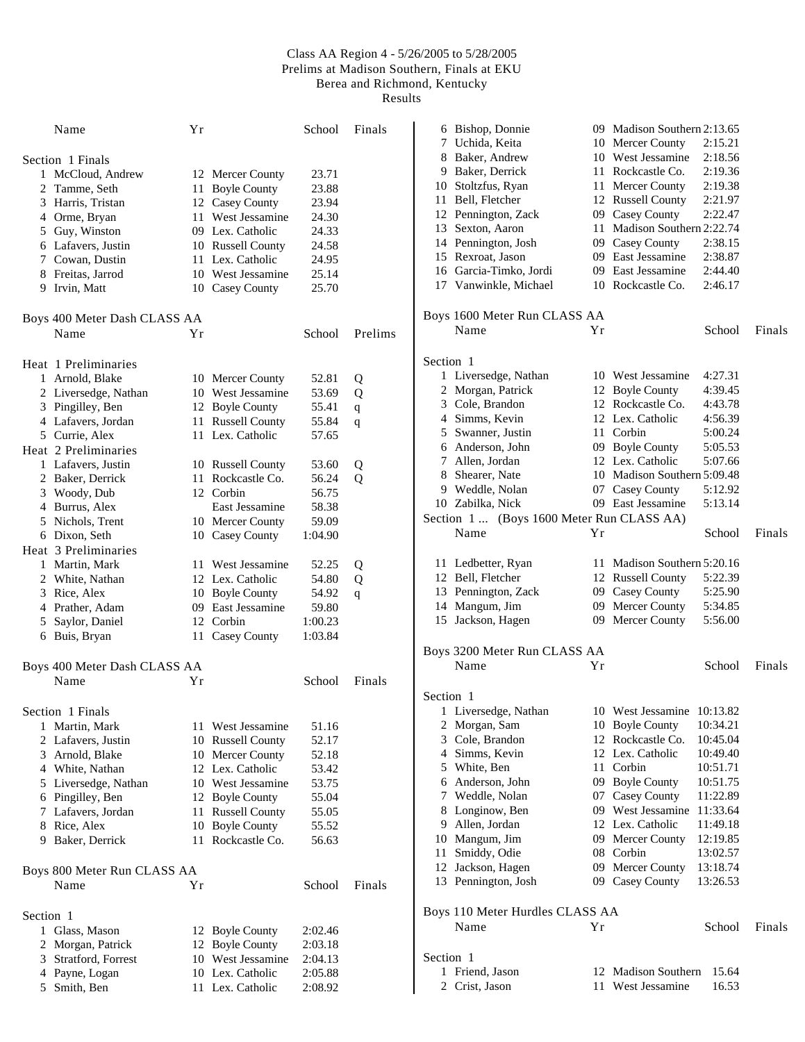# Class AA Region 4 - 5/26/2005 to 5/28/2005

Prelims at Madison Southern, Finals at EKU
Berea and Richmond, Kentucky
Results

| | Name | Yr | School | Finals |
|---|---|---|---|---|
| **Section 1 Finals** | | | | |
| 1 | McCloud, Andrew | 12 | Mercer County | 23.71 |
| 2 | Tamme, Seth | 11 | Boyle County | 23.88 |
| 3 | Harris, Tristan | 12 | Casey County | 23.94 |
| 4 | Orme, Bryan | 11 | West Jessamine | 24.30 |
| 5 | Guy, Winston | 09 | Lex. Catholic | 24.33 |
| 6 | Lafavers, Justin | 10 | Russell County | 24.58 |
| 7 | Cowan, Dustin | 11 | Lex. Catholic | 24.95 |
| 8 | Freitas, Jarrod | 10 | West Jessamine | 25.14 |
| 9 | Irvin, Matt | 10 | Casey County | 25.70 |

## Boys 400 Meter Dash CLASS AA

| | Name | Yr | School | Prelims | |
|---|---|---|---|---|---|
| **Heat 1 Preliminaries** | | | | | |
| 1 | Arnold, Blake | 10 | Mercer County | 52.81 | Q |
| 2 | Liversedge, Nathan | 10 | West Jessamine | 53.69 | Q |
| 3 | Pingilley, Ben | 12 | Boyle County | 55.41 | q |
| 4 | Lafavers, Jordan | 11 | Russell County | 55.84 | q |
| 5 | Currie, Alex | 11 | Lex. Catholic | 57.65 | |
| **Heat 2 Preliminaries** | | | | | |
| 1 | Lafavers, Justin | 10 | Russell County | 53.60 | Q |
| 2 | Baker, Derrick | 11 | Rockcastle Co. | 56.24 | Q |
| 3 | Woody, Dub | 12 | Corbin | 56.75 | |
| 4 | Burrus, Alex | | East Jessamine | 58.38 | |
| 5 | Nichols, Trent | 10 | Mercer County | 59.09 | |
| 6 | Dixon, Seth | 10 | Casey County | 1:04.90 | |
| **Heat 3 Preliminaries** | | | | | |
| 1 | Martin, Mark | 11 | West Jessamine | 52.25 | Q |
| 2 | White, Nathan | 12 | Lex. Catholic | 54.80 | Q |
| 3 | Rice, Alex | 10 | Boyle County | 54.92 | q |
| 4 | Prather, Adam | 09 | East Jessamine | 59.80 | |
| 5 | Saylor, Daniel | 12 | Corbin | 1:00.23 | |
| 6 | Buis, Bryan | 11 | Casey County | 1:03.84 | |

## Boys 400 Meter Dash CLASS AA

| | Name | Yr | School | Finals |
|---|---|---|---|---|
| **Section 1 Finals** | | | | |
| 1 | Martin, Mark | 11 | West Jessamine | 51.16 |
| 2 | Lafavers, Justin | 10 | Russell County | 52.17 |
| 3 | Arnold, Blake | 10 | Mercer County | 52.18 |
| 4 | White, Nathan | 12 | Lex. Catholic | 53.42 |
| 5 | Liversedge, Nathan | 10 | West Jessamine | 53.75 |
| 6 | Pingilley, Ben | 12 | Boyle County | 55.04 |
| 7 | Lafavers, Jordan | 11 | Russell County | 55.05 |
| 8 | Rice, Alex | 10 | Boyle County | 55.52 |
| 9 | Baker, Derrick | 11 | Rockcastle Co. | 56.63 |

## Boys 800 Meter Run CLASS AA

| | Name | Yr | School | Finals |
|---|---|---|---|---|
| **Section 1** | | | | |
| 1 | Glass, Mason | 12 | Boyle County | 2:02.46 |
| 2 | Morgan, Patrick | 12 | Boyle County | 2:03.18 |
| 3 | Stratford, Forrest | 10 | West Jessamine | 2:04.13 |
| 4 | Payne, Logan | 10 | Lex. Catholic | 2:05.88 |
| 5 | Smith, Ben | 11 | Lex. Catholic | 2:08.92 |
| 6 | Bishop, Donnie | 09 | Madison Southern | 2:13.65 |
| 7 | Uchida, Keita | 10 | Mercer County | 2:15.21 |
| 8 | Baker, Andrew | 10 | West Jessamine | 2:18.56 |
| 9 | Baker, Derrick | 11 | Rockcastle Co. | 2:19.36 |
| 10 | Stoltzfus, Ryan | 11 | Mercer County | 2:19.38 |
| 11 | Bell, Fletcher | 12 | Russell County | 2:21.97 |
| 12 | Pennington, Zack | 09 | Casey County | 2:22.47 |
| 13 | Sexton, Aaron | 11 | Madison Southern | 2:22.74 |
| 14 | Pennington, Josh | 09 | Casey County | 2:38.15 |
| 15 | Rexroat, Jason | 09 | East Jessamine | 2:38.87 |
| 16 | Garcia-Timko, Jordi | 09 | East Jessamine | 2:44.40 |
| 17 | Vanwinkle, Michael | 10 | Rockcastle Co. | 2:46.17 |

## Boys 1600 Meter Run CLASS AA

| | Name | Yr | School | Finals |
|---|---|---|---|---|
| **Section 1** | | | | |
| 1 | Liversedge, Nathan | 10 | West Jessamine | 4:27.31 |
| 2 | Morgan, Patrick | 12 | Boyle County | 4:39.45 |
| 3 | Cole, Brandon | 12 | Rockcastle Co. | 4:43.78 |
| 4 | Simms, Kevin | 12 | Lex. Catholic | 4:56.39 |
| 5 | Swanner, Justin | 11 | Corbin | 5:00.24 |
| 6 | Anderson, John | 09 | Boyle County | 5:05.53 |
| 7 | Allen, Jordan | 12 | Lex. Catholic | 5:07.66 |
| 8 | Shearer, Nate | 10 | Madison Southern | 5:09.48 |
| 9 | Weddle, Nolan | 07 | Casey County | 5:12.92 |
| 10 | Zabilka, Nick | 09 | East Jessamine | 5:13.14 |
| **Section 1 ... (Boys 1600 Meter Run CLASS AA)** | | | | |
| 11 | Ledbetter, Ryan | 11 | Madison Southern | 5:20.16 |
| 12 | Bell, Fletcher | 12 | Russell County | 5:22.39 |
| 13 | Pennington, Zack | 09 | Casey County | 5:25.90 |
| 14 | Mangum, Jim | 09 | Mercer County | 5:34.85 |
| 15 | Jackson, Hagen | 09 | Mercer County | 5:56.00 |

## Boys 3200 Meter Run CLASS AA

| | Name | Yr | School | Finals |
|---|---|---|---|---|
| **Section 1** | | | | |
| 1 | Liversedge, Nathan | 10 | West Jessamine | 10:13.82 |
| 2 | Morgan, Sam | 10 | Boyle County | 10:34.21 |
| 3 | Cole, Brandon | 12 | Rockcastle Co. | 10:45.04 |
| 4 | Simms, Kevin | 12 | Lex. Catholic | 10:49.40 |
| 5 | White, Ben | 11 | Corbin | 10:51.71 |
| 6 | Anderson, John | 09 | Boyle County | 10:51.75 |
| 7 | Weddle, Nolan | 07 | Casey County | 11:22.89 |
| 8 | Longinow, Ben | 09 | West Jessamine | 11:33.64 |
| 9 | Allen, Jordan | 12 | Lex. Catholic | 11:49.18 |
| 10 | Mangum, Jim | 09 | Mercer County | 12:19.85 |
| 11 | Smiddy, Odie | 08 | Corbin | 13:02.57 |
| 12 | Jackson, Hagen | 09 | Mercer County | 13:18.74 |
| 13 | Pennington, Josh | 09 | Casey County | 13:26.53 |

## Boys 110 Meter Hurdles CLASS AA

| | Name | Yr | School | Finals |
|---|---|---|---|---|
| **Section 1** | | | | |
| 1 | Friend, Jason | 12 | Madison Southern | 15.64 |
| 2 | Crist, Jason | 11 | West Jessamine | 16.53 |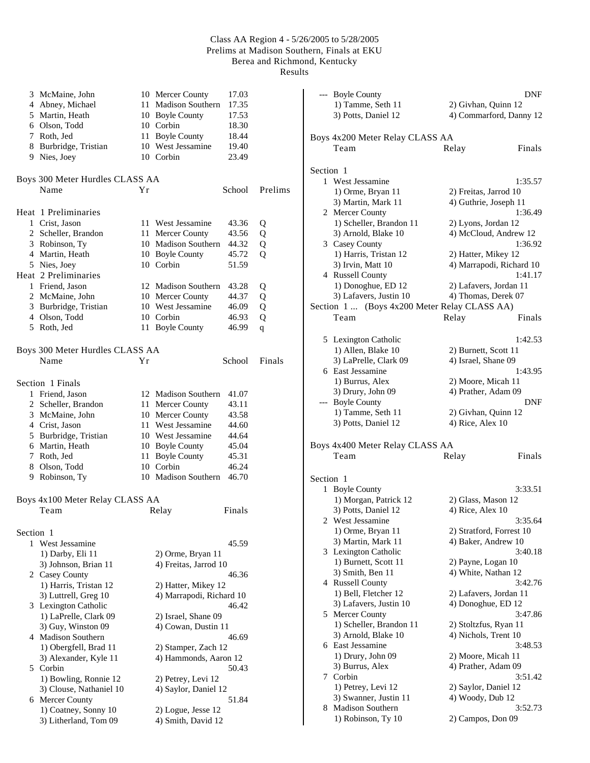# Class AA Region 4 - 5/26/2005 to 5/28/2005
Prelims at Madison Southern, Finals at EKU
Berea and Richmond, Kentucky
Results

| Place | Name | Yr | School | Mark |
|---|---|---|---|---|
| 3 | McMaine, John | 10 | Mercer County | 17.03 |
| 4 | Abney, Michael | 11 | Madison Southern | 17.35 |
| 5 | Martin, Heath | 10 | Boyle County | 17.53 |
| 6 | Olson, Todd | 10 | Corbin | 18.30 |
| 7 | Roth, Jed | 11 | Boyle County | 18.44 |
| 8 | Burbridge, Tristian | 10 | West Jessamine | 19.40 |
| 9 | Nies, Joey | 10 | Corbin | 23.49 |

## Boys 300 Meter Hurdles CLASS AA

| | Name | Yr | School | Prelims | |
|---|---|---|---|---|---|
| **Heat 1 Preliminaries** | | | | | |
| 1 | Crist, Jason | 11 | West Jessamine | 43.36 | Q |
| 2 | Scheller, Brandon | 11 | Mercer County | 43.56 | Q |
| 3 | Robinson, Ty | 10 | Madison Southern | 44.32 | Q |
| 4 | Martin, Heath | 10 | Boyle County | 45.72 | Q |
| 5 | Nies, Joey | 10 | Corbin | 51.59 | |
| **Heat 2 Preliminaries** | | | | | |
| 1 | Friend, Jason | 12 | Madison Southern | 43.28 | Q |
| 2 | McMaine, John | 10 | Mercer County | 44.37 | Q |
| 3 | Burbridge, Tristian | 10 | West Jessamine | 46.09 | Q |
| 4 | Olson, Todd | 10 | Corbin | 46.93 | Q |
| 5 | Roth, Jed | 11 | Boyle County | 46.99 | q |

## Boys 300 Meter Hurdles CLASS AA

| | Name | Yr | School | Finals |
|---|---|---|---|---|
| **Section 1 Finals** | | | | |
| 1 | Friend, Jason | 12 | Madison Southern | 41.07 |
| 2 | Scheller, Brandon | 11 | Mercer County | 43.11 |
| 3 | McMaine, John | 10 | Mercer County | 43.58 |
| 4 | Crist, Jason | 11 | West Jessamine | 44.60 |
| 5 | Burbridge, Tristian | 10 | West Jessamine | 44.64 |
| 6 | Martin, Heath | 10 | Boyle County | 45.04 |
| 7 | Roth, Jed | 11 | Boyle County | 45.31 |
| 8 | Olson, Todd | 10 | Corbin | 46.24 |
| 9 | Robinson, Ty | 10 | Madison Southern | 46.70 |

## Boys 4x100 Meter Relay CLASS AA

Team / Relay / Finals

Section 1

1 West Jessamine — 45.59
- 1) Darby, Eli 11, 2) Orme, Bryan 11, 3) Johnson, Brian 11, 4) Freitas, Jarrod 10

2 Casey County — 46.36
- 1) Harris, Tristan 12, 2) Hatter, Mikey 12, 3) Luttrell, Greg 10, 4) Marrapodi, Richard 10

3 Lexington Catholic — 46.42
- 1) LaPrelle, Clark 09, 2) Israel, Shane 09, 3) Guy, Winston 09, 4) Cowan, Dustin 11

4 Madison Southern — 46.69
- 1) Obergfell, Brad 11, 2) Stamper, Zach 12, 3) Alexander, Kyle 11, 4) Hammonds, Aaron 12

5 Corbin — 50.43
- 1) Bowling, Ronnie 12, 2) Petrey, Levi 12, 3) Clouse, Nathaniel 10, 4) Saylor, Daniel 12

6 Mercer County — 51.84
- 1) Coatney, Sonny 10, 2) Logue, Jesse 12, 3) Litherland, Tom 09, 4) Smith, David 12

--- Boyle County — DNF
- 1) Tamme, Seth 11, 2) Givhan, Quinn 12, 3) Potts, Daniel 12, 4) Commarford, Danny 12

## Boys 4x200 Meter Relay CLASS AA

Team / Relay / Finals

Section 1

1 West Jessamine — 1:35.57
- 1) Orme, Bryan 11, 2) Freitas, Jarrod 10, 3) Martin, Mark 11, 4) Guthrie, Joseph 11

2 Mercer County — 1:36.49
- 1) Scheller, Brandon 11, 2) Lyons, Jordan 12, 3) Arnold, Blake 10, 4) McCloud, Andrew 12

3 Casey County — 1:36.92
- 1) Harris, Tristan 12, 2) Hatter, Mikey 12, 3) Irvin, Matt 10, 4) Marrapodi, Richard 10

4 Russell County — 1:41.17
- 1) Donoghue, ED 12, 2) Lafavers, Jordan 11, 3) Lafavers, Justin 10, 4) Thomas, Derek 07

Section 1 ... (Boys 4x200 Meter Relay CLASS AA)

5 Lexington Catholic — 1:42.53
- 1) Allen, Blake 10, 2) Burnett, Scott 11, 3) LaPrelle, Clark 09, 4) Israel, Shane 09

6 East Jessamine — 1:43.95
- 1) Burrus, Alex, 2) Moore, Micah 11, 3) Drury, John 09, 4) Prather, Adam 09

--- Boyle County — DNF
- 1) Tamme, Seth 11, 2) Givhan, Quinn 12, 3) Potts, Daniel 12, 4) Rice, Alex 10

## Boys 4x400 Meter Relay CLASS AA

Team / Relay / Finals

Section 1

1 Boyle County — 3:33.51
- 1) Morgan, Patrick 12, 2) Glass, Mason 12, 3) Potts, Daniel 12, 4) Rice, Alex 10

2 West Jessamine — 3:35.64
- 1) Orme, Bryan 11, 2) Stratford, Forrest 10, 3) Martin, Mark 11, 4) Baker, Andrew 10

3 Lexington Catholic — 3:40.18
- 1) Burnett, Scott 11, 2) Payne, Logan 10, 3) Smith, Ben 11, 4) White, Nathan 12

4 Russell County — 3:42.76
- 1) Bell, Fletcher 12, 2) Lafavers, Jordan 11, 3) Lafavers, Justin 10, 4) Donoghue, ED 12

5 Mercer County — 3:47.86
- 1) Scheller, Brandon 11, 2) Stoltzfus, Ryan 11, 3) Arnold, Blake 10, 4) Nichols, Trent 10

6 East Jessamine — 3:48.53
- 1) Drury, John 09, 2) Moore, Micah 11, 3) Burrus, Alex, 4) Prather, Adam 09

7 Corbin — 3:51.42
- 1) Petrey, Levi 12, 2) Saylor, Daniel 12, 3) Swanner, Justin 11, 4) Woody, Dub 12

8 Madison Southern — 3:52.73
- 1) Robinson, Ty 10, 2) Campos, Don 09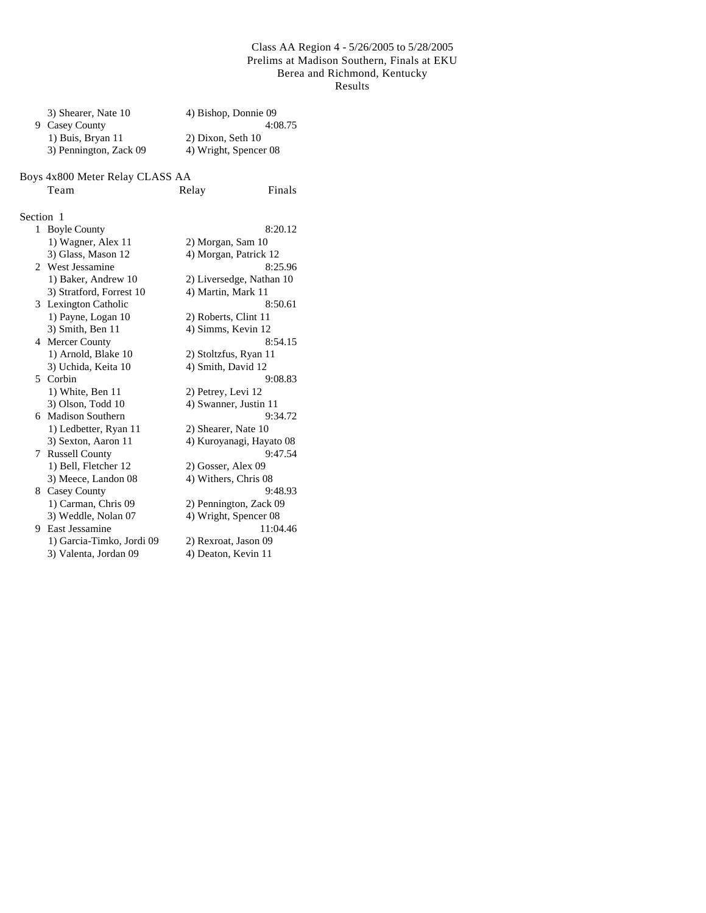3) Shearer, Nate 10 4) Bishop, Donnie 09

9 Casey County 4:08.75

1) Buis, Bryan 11 2) Dixon, Seth 10

3) Pennington, Zack 09 4) Wright, Spencer 08

## Boys 4x800 Meter Relay CLASS AA

| Team | Relay | Finals |
|---|---|---|

Section 1

| | Team | Relay | Finals |
|---|---|---|---|
| 1 | Boyle County | | 8:20.12 |
| | 1) Wagner, Alex 11 | 2) Morgan, Sam 10 | |
| | 3) Glass, Mason 12 | 4) Morgan, Patrick 12 | |
| 2 | West Jessamine | | 8:25.96 |
| | 1) Baker, Andrew 10 | 2) Liversedge, Nathan 10 | |
| | 3) Stratford, Forrest 10 | 4) Martin, Mark 11 | |
| 3 | Lexington Catholic | | 8:50.61 |
| | 1) Payne, Logan 10 | 2) Roberts, Clint 11 | |
| | 3) Smith, Ben 11 | 4) Simms, Kevin 12 | |
| 4 | Mercer County | | 8:54.15 |
| | 1) Arnold, Blake 10 | 2) Stoltzfus, Ryan 11 | |
| | 3) Uchida, Keita 10 | 4) Smith, David 12 | |
| 5 | Corbin | | 9:08.83 |
| | 1) White, Ben 11 | 2) Petrey, Levi 12 | |
| | 3) Olson, Todd 10 | 4) Swanner, Justin 11 | |
| 6 | Madison Southern | | 9:34.72 |
| | 1) Ledbetter, Ryan 11 | 2) Shearer, Nate 10 | |
| | 3) Sexton, Aaron 11 | 4) Kuroyanagi, Hayato 08 | |
| 7 | Russell County | | 9:47.54 |
| | 1) Bell, Fletcher 12 | 2) Gosser, Alex 09 | |
| | 3) Meece, Landon 08 | 4) Withers, Chris 08 | |
| 8 | Casey County | | 9:48.93 |
| | 1) Carman, Chris 09 | 2) Pennington, Zack 09 | |
| | 3) Weddle, Nolan 07 | 4) Wright, Spencer 08 | |
| 9 | East Jessamine | | 11:04.46 |
| | 1) Garcia-Timko, Jordi 09 | 2) Rexroat, Jason 09 | |
| | 3) Valenta, Jordan 09 | 4) Deaton, Kevin 11 | |